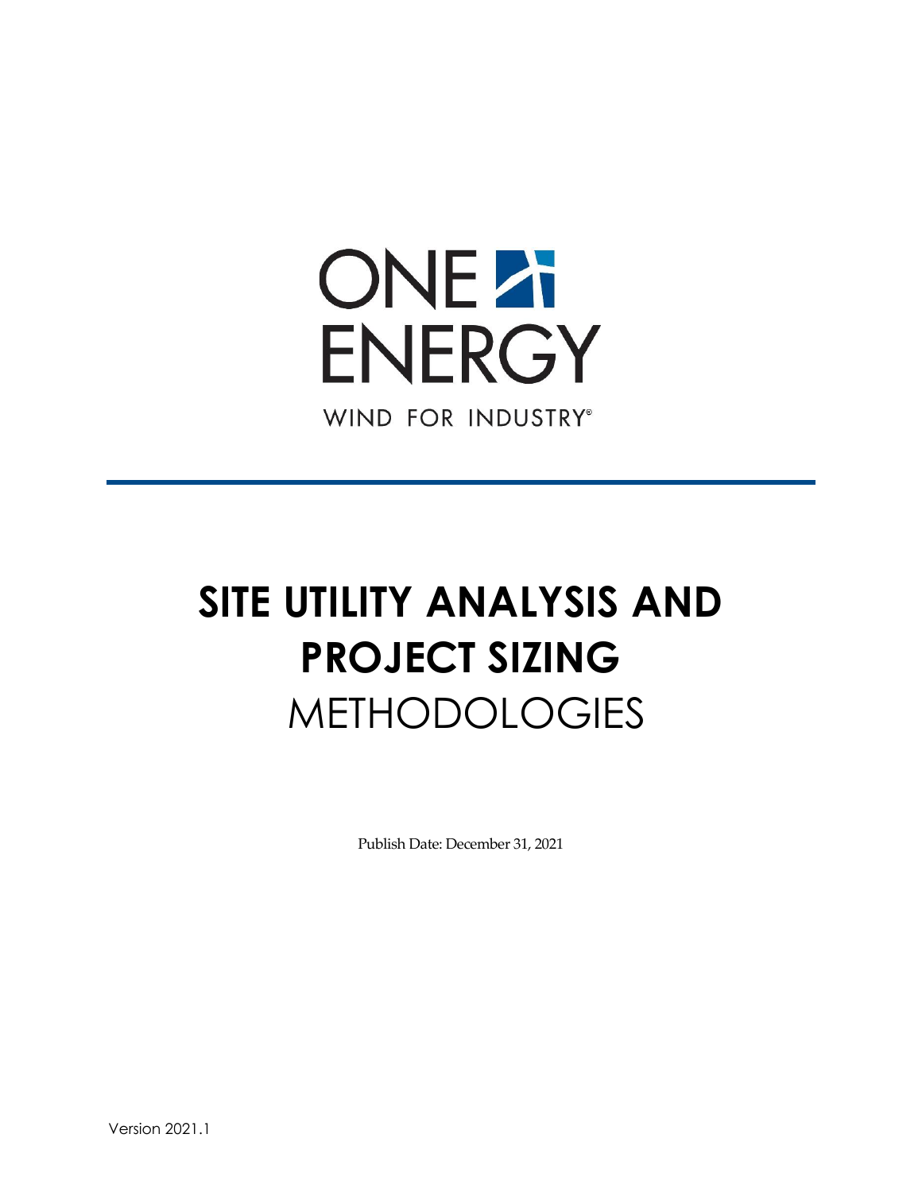ONE ENERGY

WIND FOR INDUSTRY®

# SITE UTILITY ANALYSIS AND PROJECT SIZING METHODOLOGIES

Publish Date: December 31, 2021

Version 2021.1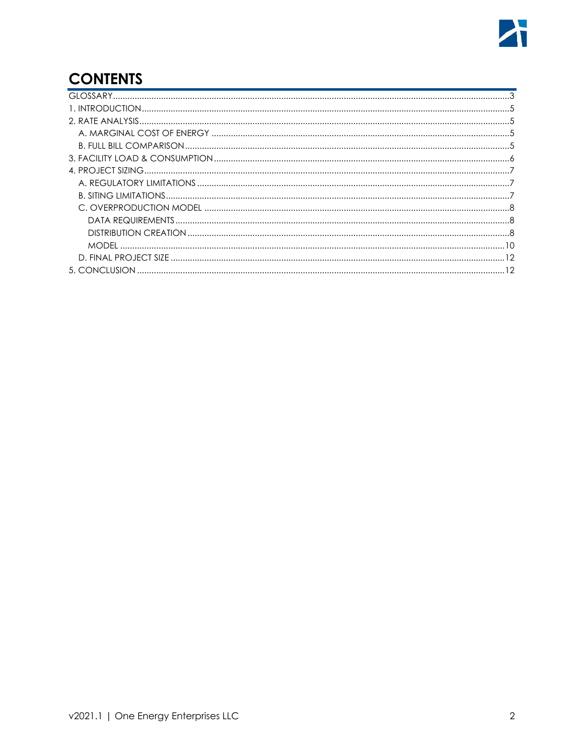# CONTENTS

GLOSSARY ... 3
1. INTRODUCTION ... 5
2. RATE ANALYSIS ... 5
   - A. MARGINAL COST OF ENERGY ... 5
   - B. FULL BILL COMPARISON ... 5
3. FACILITY LOAD & CONSUMPTION ... 6
4. PROJECT SIZING ... 7
   - A. REGULATORY LIMITATIONS ... 7
   - B. SITING LIMITATIONS ... 7
   - C. OVERPRODUCTION MODEL ... 8
     - DATA REQUIREMENTS ... 8
     - DISTRIBUTION CREATION ... 8
     - MODEL ... 10
   - D. FINAL PROJECT SIZE ... 12
5. CONCLUSION ... 12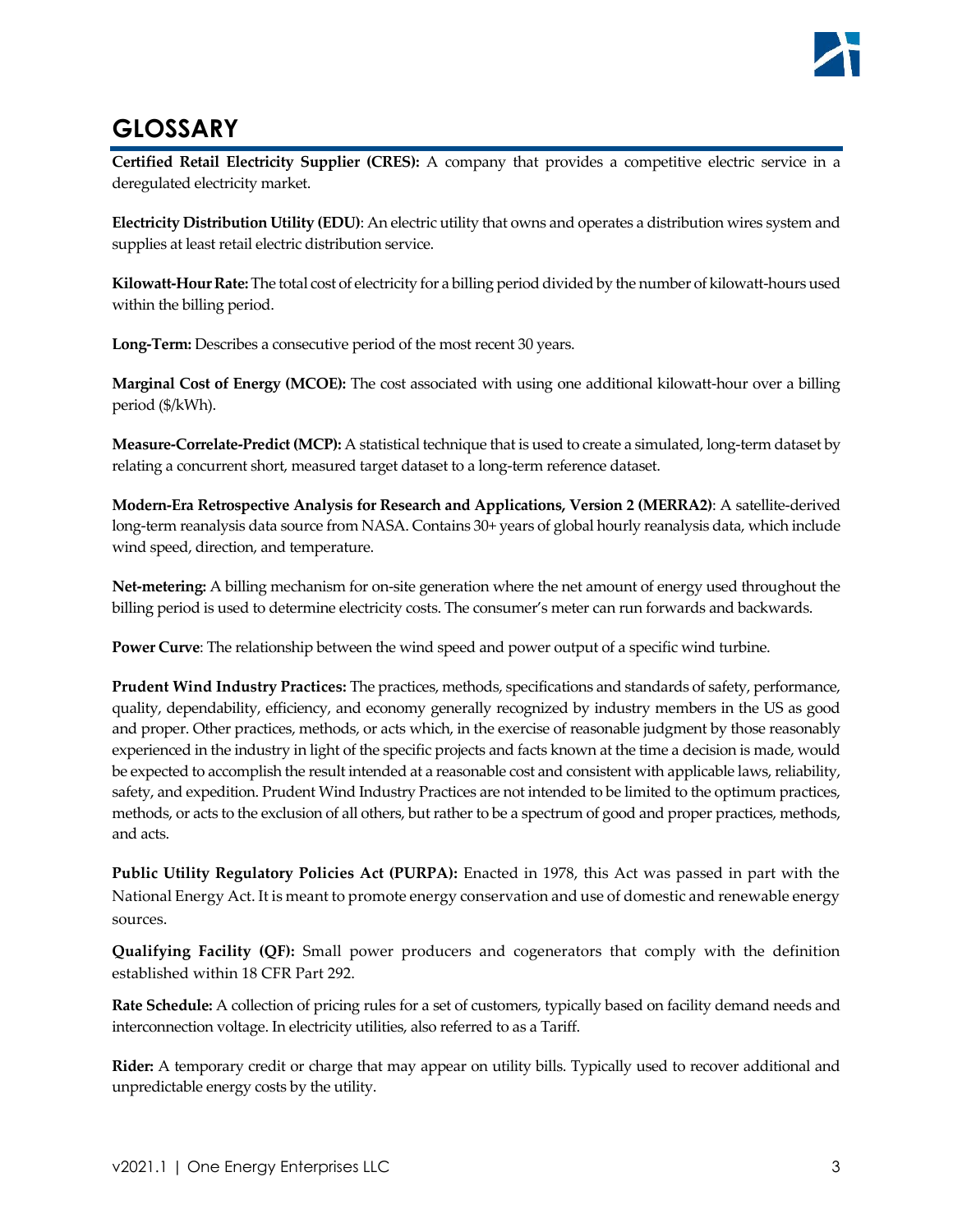# GLOSSARY

**Certified Retail Electricity Supplier (CRES):** A company that provides a competitive electric service in a deregulated electricity market.

**Electricity Distribution Utility (EDU)**: An electric utility that owns and operates a distribution wires system and supplies at least retail electric distribution service.

**Kilowatt-Hour Rate:** The total cost of electricity for a billing period divided by the number of kilowatt-hours used within the billing period.

**Long-Term:** Describes a consecutive period of the most recent 30 years.

**Marginal Cost of Energy (MCOE):** The cost associated with using one additional kilowatt-hour over a billing period ($/kWh).

**Measure-Correlate-Predict (MCP):** A statistical technique that is used to create a simulated, long-term dataset by relating a concurrent short, measured target dataset to a long-term reference dataset.

**Modern-Era Retrospective Analysis for Research and Applications, Version 2 (MERRA2)**: A satellite-derived long-term reanalysis data source from NASA. Contains 30+ years of global hourly reanalysis data, which include wind speed, direction, and temperature.

**Net-metering:** A billing mechanism for on-site generation where the net amount of energy used throughout the billing period is used to determine electricity costs. The consumer's meter can run forwards and backwards.

**Power Curve**: The relationship between the wind speed and power output of a specific wind turbine.

**Prudent Wind Industry Practices:** The practices, methods, specifications and standards of safety, performance, quality, dependability, efficiency, and economy generally recognized by industry members in the US as good and proper. Other practices, methods, or acts which, in the exercise of reasonable judgment by those reasonably experienced in the industry in light of the specific projects and facts known at the time a decision is made, would be expected to accomplish the result intended at a reasonable cost and consistent with applicable laws, reliability, safety, and expedition. Prudent Wind Industry Practices are not intended to be limited to the optimum practices, methods, or acts to the exclusion of all others, but rather to be a spectrum of good and proper practices, methods, and acts.

**Public Utility Regulatory Policies Act (PURPA):** Enacted in 1978, this Act was passed in part with the National Energy Act. It is meant to promote energy conservation and use of domestic and renewable energy sources.

**Qualifying Facility (QF):** Small power producers and cogenerators that comply with the definition established within 18 CFR Part 292.

**Rate Schedule:** A collection of pricing rules for a set of customers, typically based on facility demand needs and interconnection voltage. In electricity utilities, also referred to as a Tariff.

**Rider:** A temporary credit or charge that may appear on utility bills. Typically used to recover additional and unpredictable energy costs by the utility.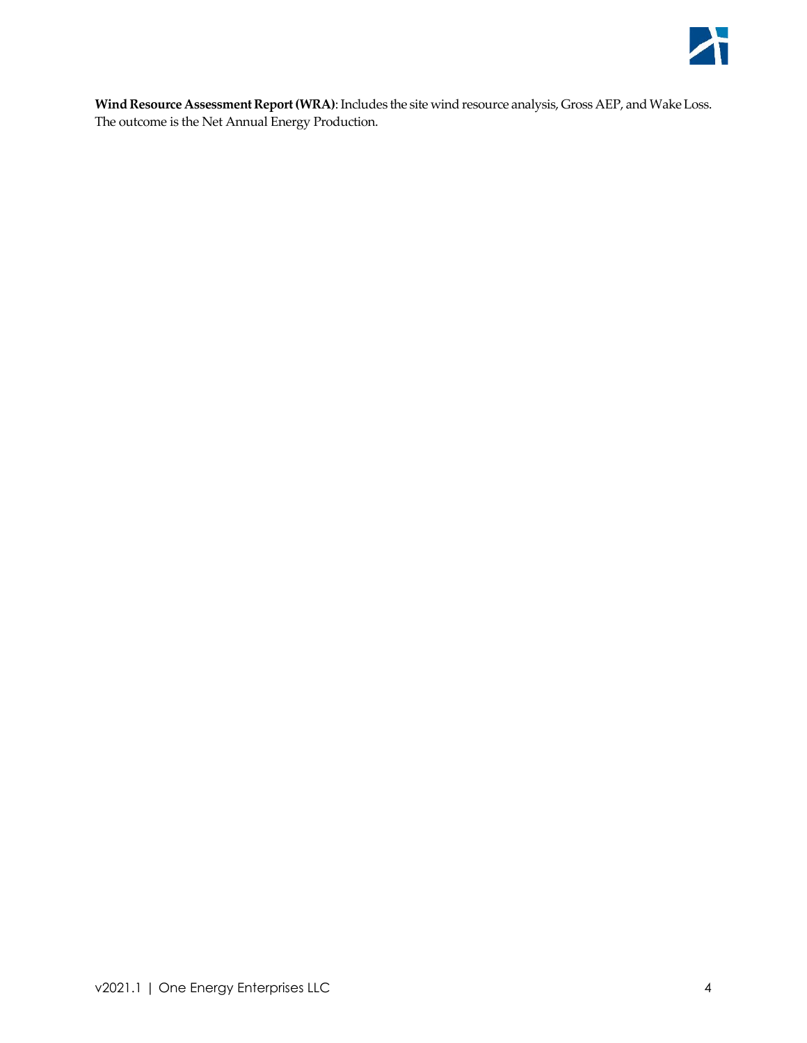**Wind Resource Assessment Report (WRA)**: Includes the site wind resource analysis, Gross AEP, and Wake Loss. The outcome is the Net Annual Energy Production.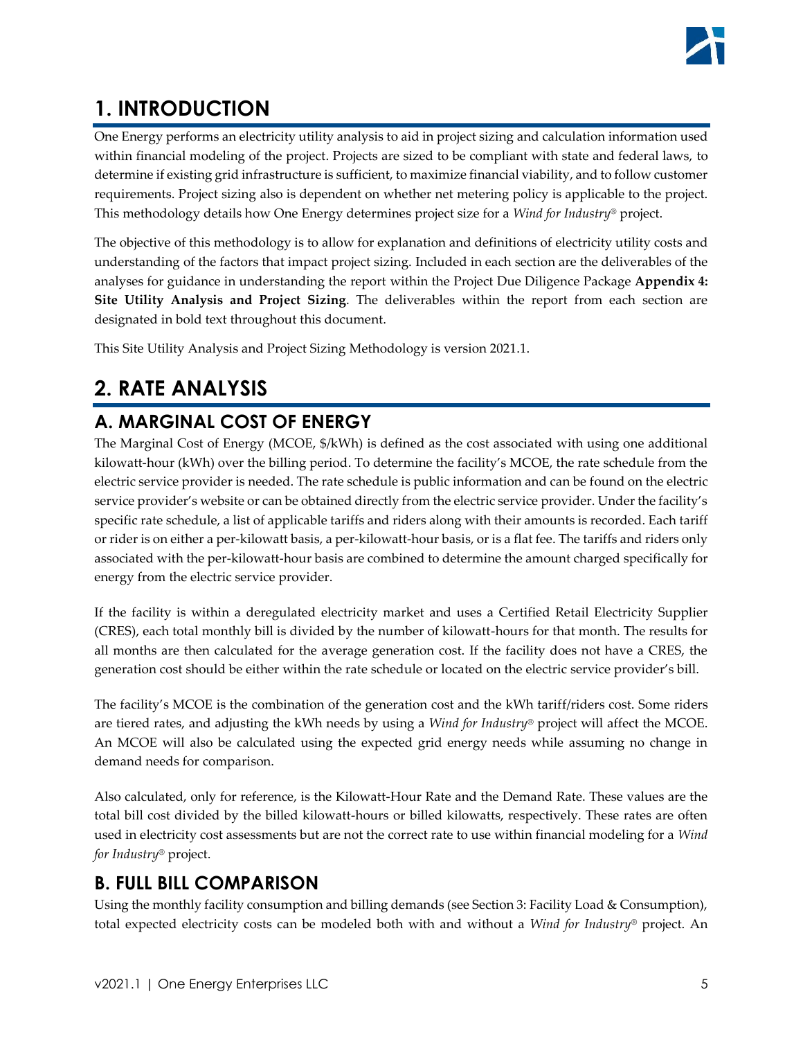# 1. INTRODUCTION

One Energy performs an electricity utility analysis to aid in project sizing and calculation information used within financial modeling of the project. Projects are sized to be compliant with state and federal laws, to determine if existing grid infrastructure is sufficient, to maximize financial viability, and to follow customer requirements. Project sizing also is dependent on whether net metering policy is applicable to the project. This methodology details how One Energy determines project size for a *Wind for Industry®* project.

The objective of this methodology is to allow for explanation and definitions of electricity utility costs and understanding of the factors that impact project sizing. Included in each section are the deliverables of the analyses for guidance in understanding the report within the Project Due Diligence Package **Appendix 4: Site Utility Analysis and Project Sizing**. The deliverables within the report from each section are designated in bold text throughout this document.

This Site Utility Analysis and Project Sizing Methodology is version 2021.1.

# 2. RATE ANALYSIS

## A. MARGINAL COST OF ENERGY

The Marginal Cost of Energy (MCOE, $/kWh) is defined as the cost associated with using one additional kilowatt-hour (kWh) over the billing period. To determine the facility's MCOE, the rate schedule from the electric service provider is needed. The rate schedule is public information and can be found on the electric service provider's website or can be obtained directly from the electric service provider. Under the facility's specific rate schedule, a list of applicable tariffs and riders along with their amounts is recorded. Each tariff or rider is on either a per-kilowatt basis, a per-kilowatt-hour basis, or is a flat fee. The tariffs and riders only associated with the per-kilowatt-hour basis are combined to determine the amount charged specifically for energy from the electric service provider.

If the facility is within a deregulated electricity market and uses a Certified Retail Electricity Supplier (CRES), each total monthly bill is divided by the number of kilowatt-hours for that month. The results for all months are then calculated for the average generation cost. If the facility does not have a CRES, the generation cost should be either within the rate schedule or located on the electric service provider's bill.

The facility's MCOE is the combination of the generation cost and the kWh tariff/riders cost. Some riders are tiered rates, and adjusting the kWh needs by using a *Wind for Industry®* project will affect the MCOE. An MCOE will also be calculated using the expected grid energy needs while assuming no change in demand needs for comparison.

Also calculated, only for reference, is the Kilowatt-Hour Rate and the Demand Rate. These values are the total bill cost divided by the billed kilowatt-hours or billed kilowatts, respectively. These rates are often used in electricity cost assessments but are not the correct rate to use within financial modeling for a *Wind for Industry®* project.

## B. FULL BILL COMPARISON

Using the monthly facility consumption and billing demands (see Section 3: Facility Load & Consumption), total expected electricity costs can be modeled both with and without a *Wind for Industry®* project. An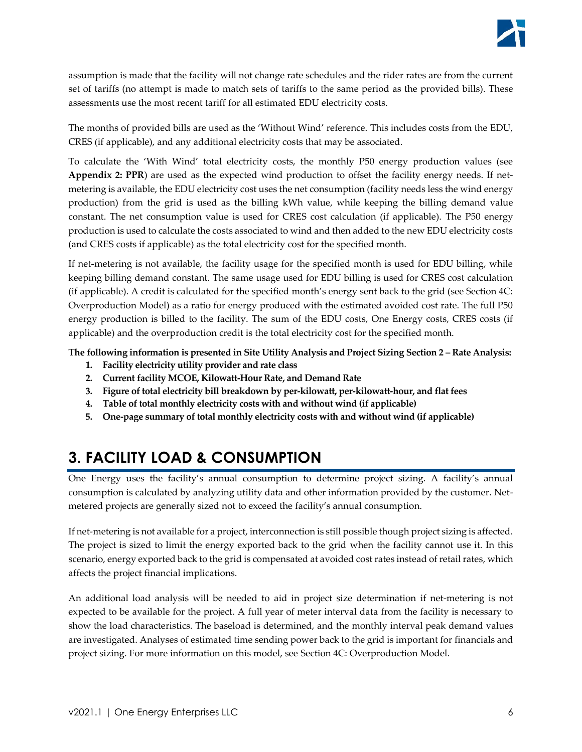assumption is made that the facility will not change rate schedules and the rider rates are from the current set of tariffs (no attempt is made to match sets of tariffs to the same period as the provided bills). These assessments use the most recent tariff for all estimated EDU electricity costs.

The months of provided bills are used as the 'Without Wind' reference. This includes costs from the EDU, CRES (if applicable), and any additional electricity costs that may be associated.

To calculate the 'With Wind' total electricity costs, the monthly P50 energy production values (see **Appendix 2: PPR**) are used as the expected wind production to offset the facility energy needs. If net-metering is available, the EDU electricity cost uses the net consumption (facility needs less the wind energy production) from the grid is used as the billing kWh value, while keeping the billing demand value constant. The net consumption value is used for CRES cost calculation (if applicable). The P50 energy production is used to calculate the costs associated to wind and then added to the new EDU electricity costs (and CRES costs if applicable) as the total electricity cost for the specified month.

If net-metering is not available, the facility usage for the specified month is used for EDU billing, while keeping billing demand constant. The same usage used for EDU billing is used for CRES cost calculation (if applicable). A credit is calculated for the specified month's energy sent back to the grid (see Section 4C: Overproduction Model) as a ratio for energy produced with the estimated avoided cost rate. The full P50 energy production is billed to the facility. The sum of the EDU costs, One Energy costs, CRES costs (if applicable) and the overproduction credit is the total electricity cost for the specified month.

**The following information is presented in Site Utility Analysis and Project Sizing Section 2 – Rate Analysis:**

1. **Facility electricity utility provider and rate class**
2. **Current facility MCOE, Kilowatt-Hour Rate, and Demand Rate**
3. **Figure of total electricity bill breakdown by per-kilowatt, per-kilowatt-hour, and flat fees**
4. **Table of total monthly electricity costs with and without wind (if applicable)**
5. **One-page summary of total monthly electricity costs with and without wind (if applicable)**

# 3. FACILITY LOAD & CONSUMPTION

One Energy uses the facility's annual consumption to determine project sizing. A facility's annual consumption is calculated by analyzing utility data and other information provided by the customer. Net-metered projects are generally sized not to exceed the facility's annual consumption.

If net-metering is not available for a project, interconnection is still possible though project sizing is affected. The project is sized to limit the energy exported back to the grid when the facility cannot use it. In this scenario, energy exported back to the grid is compensated at avoided cost rates instead of retail rates, which affects the project financial implications.

An additional load analysis will be needed to aid in project size determination if net-metering is not expected to be available for the project. A full year of meter interval data from the facility is necessary to show the load characteristics. The baseload is determined, and the monthly interval peak demand values are investigated. Analyses of estimated time sending power back to the grid is important for financials and project sizing. For more information on this model, see Section 4C: Overproduction Model.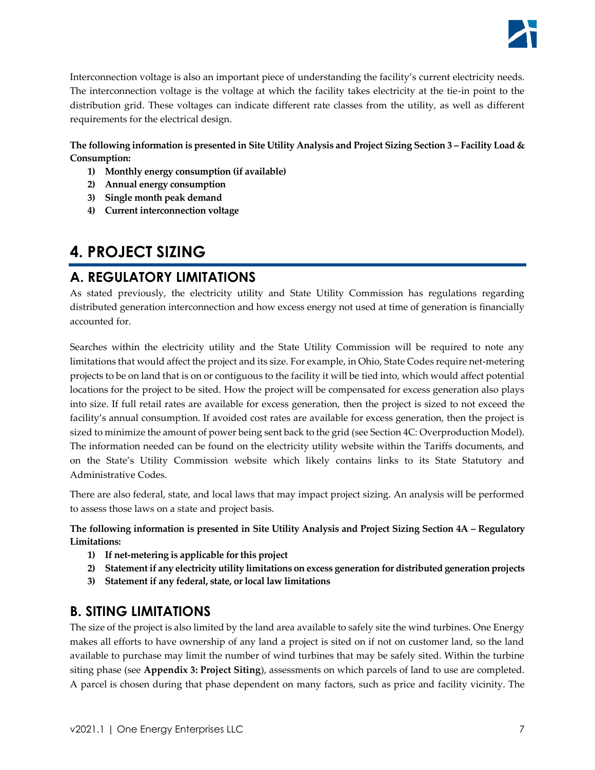Interconnection voltage is also an important piece of understanding the facility's current electricity needs. The interconnection voltage is the voltage at which the facility takes electricity at the tie-in point to the distribution grid. These voltages can indicate different rate classes from the utility, as well as different requirements for the electrical design.

**The following information is presented in Site Utility Analysis and Project Sizing Section 3 – Facility Load & Consumption:**

1) **Monthly energy consumption (if available)**
2) **Annual energy consumption**
3) **Single month peak demand**
4) **Current interconnection voltage**

# 4. PROJECT SIZING

## A. REGULATORY LIMITATIONS

As stated previously, the electricity utility and State Utility Commission has regulations regarding distributed generation interconnection and how excess energy not used at time of generation is financially accounted for.

Searches within the electricity utility and the State Utility Commission will be required to note any limitations that would affect the project and its size. For example, in Ohio, State Codes require net-metering projects to be on land that is on or contiguous to the facility it will be tied into, which would affect potential locations for the project to be sited. How the project will be compensated for excess generation also plays into size. If full retail rates are available for excess generation, then the project is sized to not exceed the facility's annual consumption. If avoided cost rates are available for excess generation, then the project is sized to minimize the amount of power being sent back to the grid (see Section 4C: Overproduction Model). The information needed can be found on the electricity utility website within the Tariffs documents, and on the State's Utility Commission website which likely contains links to its State Statutory and Administrative Codes.

There are also federal, state, and local laws that may impact project sizing. An analysis will be performed to assess those laws on a state and project basis.

**The following information is presented in Site Utility Analysis and Project Sizing Section 4A – Regulatory Limitations:**

1) **If net-metering is applicable for this project**
2) **Statement if any electricity utility limitations on excess generation for distributed generation projects**
3) **Statement if any federal, state, or local law limitations**

## B. SITING LIMITATIONS

The size of the project is also limited by the land area available to safely site the wind turbines. One Energy makes all efforts to have ownership of any land a project is sited on if not on customer land, so the land available to purchase may limit the number of wind turbines that may be safely sited. Within the turbine siting phase (see **Appendix 3: Project Siting**), assessments on which parcels of land to use are completed. A parcel is chosen during that phase dependent on many factors, such as price and facility vicinity. The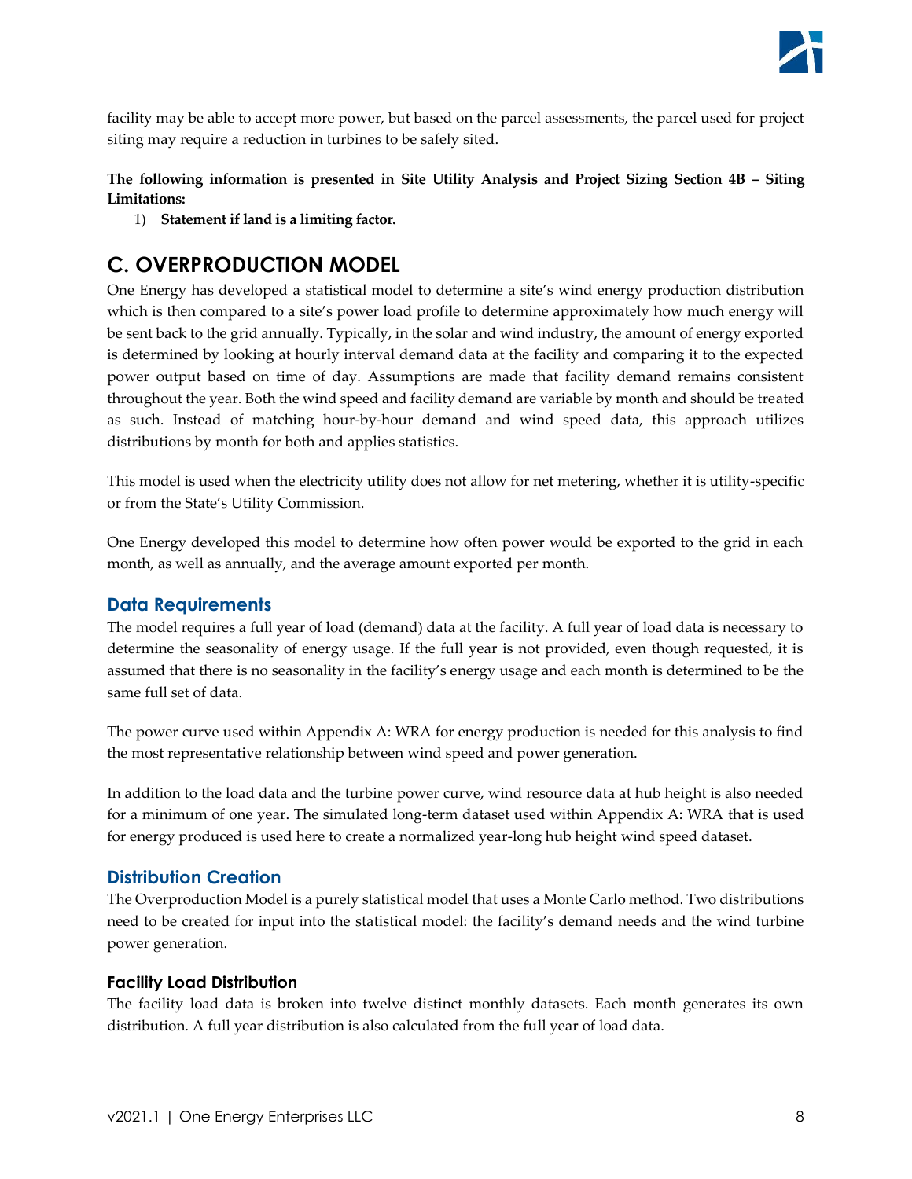facility may be able to accept more power, but based on the parcel assessments, the parcel used for project siting may require a reduction in turbines to be safely sited.

**The following information is presented in Site Utility Analysis and Project Sizing Section 4B – Siting Limitations:**

1) **Statement if land is a limiting factor.**

# C. OVERPRODUCTION MODEL

One Energy has developed a statistical model to determine a site's wind energy production distribution which is then compared to a site's power load profile to determine approximately how much energy will be sent back to the grid annually. Typically, in the solar and wind industry, the amount of energy exported is determined by looking at hourly interval demand data at the facility and comparing it to the expected power output based on time of day. Assumptions are made that facility demand remains consistent throughout the year. Both the wind speed and facility demand are variable by month and should be treated as such. Instead of matching hour-by-hour demand and wind speed data, this approach utilizes distributions by month for both and applies statistics.

This model is used when the electricity utility does not allow for net metering, whether it is utility-specific or from the State's Utility Commission.

One Energy developed this model to determine how often power would be exported to the grid in each month, as well as annually, and the average amount exported per month.

## Data Requirements

The model requires a full year of load (demand) data at the facility. A full year of load data is necessary to determine the seasonality of energy usage. If the full year is not provided, even though requested, it is assumed that there is no seasonality in the facility's energy usage and each month is determined to be the same full set of data.

The power curve used within Appendix A: WRA for energy production is needed for this analysis to find the most representative relationship between wind speed and power generation.

In addition to the load data and the turbine power curve, wind resource data at hub height is also needed for a minimum of one year. The simulated long-term dataset used within Appendix A: WRA that is used for energy produced is used here to create a normalized year-long hub height wind speed dataset.

## Distribution Creation

The Overproduction Model is a purely statistical model that uses a Monte Carlo method. Two distributions need to be created for input into the statistical model: the facility's demand needs and the wind turbine power generation.

### Facility Load Distribution

The facility load data is broken into twelve distinct monthly datasets. Each month generates its own distribution. A full year distribution is also calculated from the full year of load data.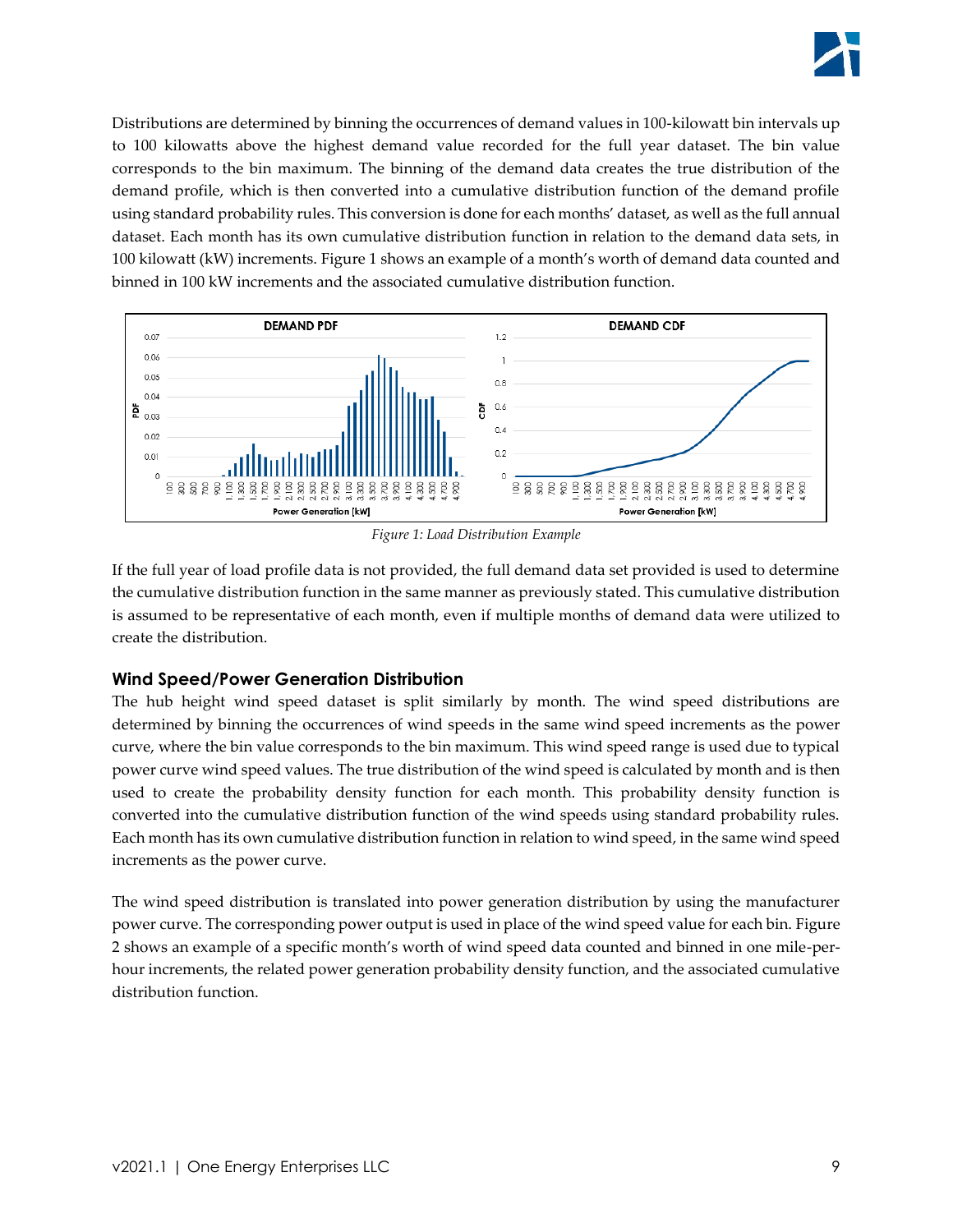Distributions are determined by binning the occurrences of demand values in 100-kilowatt bin intervals up to 100 kilowatts above the highest demand value recorded for the full year dataset. The bin value corresponds to the bin maximum. The binning of the demand data creates the true distribution of the demand profile, which is then converted into a cumulative distribution function of the demand profile using standard probability rules. This conversion is done for each months' dataset, as well as the full annual dataset. Each month has its own cumulative distribution function in relation to the demand data sets, in 100 kilowatt (kW) increments. Figure 1 shows an example of a month's worth of demand data counted and binned in 100 kW increments and the associated cumulative distribution function.

*Figure 1: Load Distribution Example*

If the full year of load profile data is not provided, the full demand data set provided is used to determine the cumulative distribution function in the same manner as previously stated. This cumulative distribution is assumed to be representative of each month, even if multiple months of demand data were utilized to create the distribution.

## Wind Speed/Power Generation Distribution

The hub height wind speed dataset is split similarly by month. The wind speed distributions are determined by binning the occurrences of wind speeds in the same wind speed increments as the power curve, where the bin value corresponds to the bin maximum. This wind speed range is used due to typical power curve wind speed values. The true distribution of the wind speed is calculated by month and is then used to create the probability density function for each month. This probability density function is converted into the cumulative distribution function of the wind speeds using standard probability rules. Each month has its own cumulative distribution function in relation to wind speed, in the same wind speed increments as the power curve.

The wind speed distribution is translated into power generation distribution by using the manufacturer power curve. The corresponding power output is used in place of the wind speed value for each bin. Figure 2 shows an example of a specific month's worth of wind speed data counted and binned in one mile-per-hour increments, the related power generation probability density function, and the associated cumulative distribution function.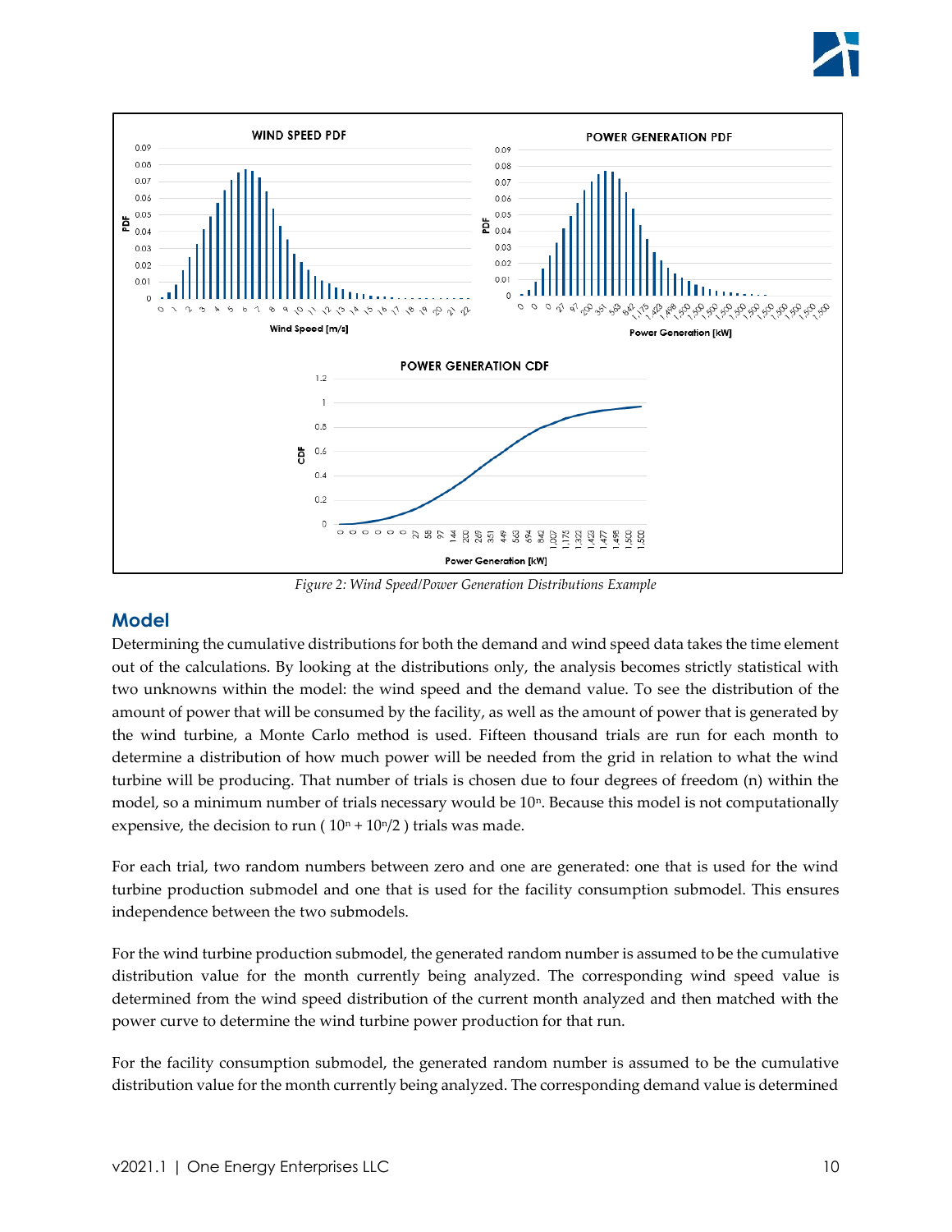Figure 2: Wind Speed/Power Generation Distributions Example

## Model

Determining the cumulative distributions for both the demand and wind speed data takes the time element out of the calculations. By looking at the distributions only, the analysis becomes strictly statistical with two unknowns within the model: the wind speed and the demand value. To see the distribution of the amount of power that will be consumed by the facility, as well as the amount of power that is generated by the wind turbine, a Monte Carlo method is used. Fifteen thousand trials are run for each month to determine a distribution of how much power will be needed from the grid in relation to what the wind turbine will be producing. That number of trials is chosen due to four degrees of freedom (n) within the model, so a minimum number of trials necessary would be $10^n$. Because this model is not computationally expensive, the decision to run ( $10^n + 10^n/2$ ) trials was made.

For each trial, two random numbers between zero and one are generated: one that is used for the wind turbine production submodel and one that is used for the facility consumption submodel. This ensures independence between the two submodels.

For the wind turbine production submodel, the generated random number is assumed to be the cumulative distribution value for the month currently being analyzed. The corresponding wind speed value is determined from the wind speed distribution of the current month analyzed and then matched with the power curve to determine the wind turbine power production for that run.

For the facility consumption submodel, the generated random number is assumed to be the cumulative distribution value for the month currently being analyzed. The corresponding demand value is determined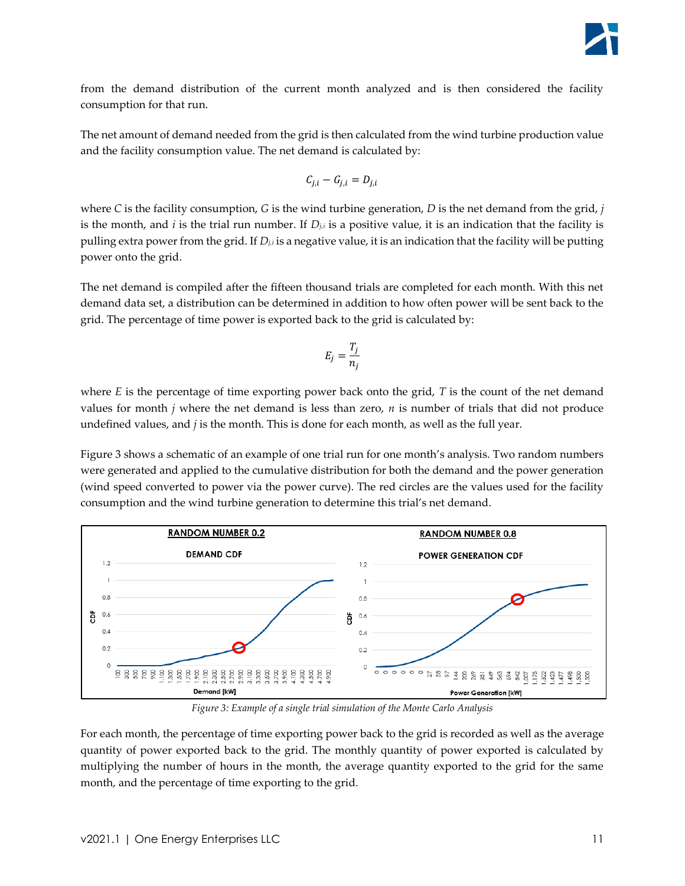from the demand distribution of the current month analyzed and is then considered the facility consumption for that run.

The net amount of demand needed from the grid is then calculated from the wind turbine production value and the facility consumption value. The net demand is calculated by:

$$C_{j,i} - G_{j,i} = D_{j,i}$$

where $C$ is the facility consumption, $G$ is the wind turbine generation, $D$ is the net demand from the grid, $j$ is the month, and $i$ is the trial run number. If $D_{j,i}$ is a positive value, it is an indication that the facility is pulling extra power from the grid. If $D_{j,i}$ is a negative value, it is an indication that the facility will be putting power onto the grid.

The net demand is compiled after the fifteen thousand trials are completed for each month. With this net demand data set, a distribution can be determined in addition to how often power will be sent back to the grid. The percentage of time power is exported back to the grid is calculated by:

$$E_j = \frac{T_j}{n_j}$$

where $E$ is the percentage of time exporting power back onto the grid, $T$ is the count of the net demand values for month $j$ where the net demand is less than zero, $n$ is number of trials that did not produce undefined values, and $j$ is the month. This is done for each month, as well as the full year.

Figure 3 shows a schematic of an example of one trial run for one month's analysis. Two random numbers were generated and applied to the cumulative distribution for both the demand and the power generation (wind speed converted to power via the power curve). The red circles are the values used for the facility consumption and the wind turbine generation to determine this trial's net demand.

*Figure 3: Example of a single trial simulation of the Monte Carlo Analysis*

For each month, the percentage of time exporting power back to the grid is recorded as well as the average quantity of power exported back to the grid. The monthly quantity of power exported is calculated by multiplying the number of hours in the month, the average quantity exported to the grid for the same month, and the percentage of time exporting to the grid.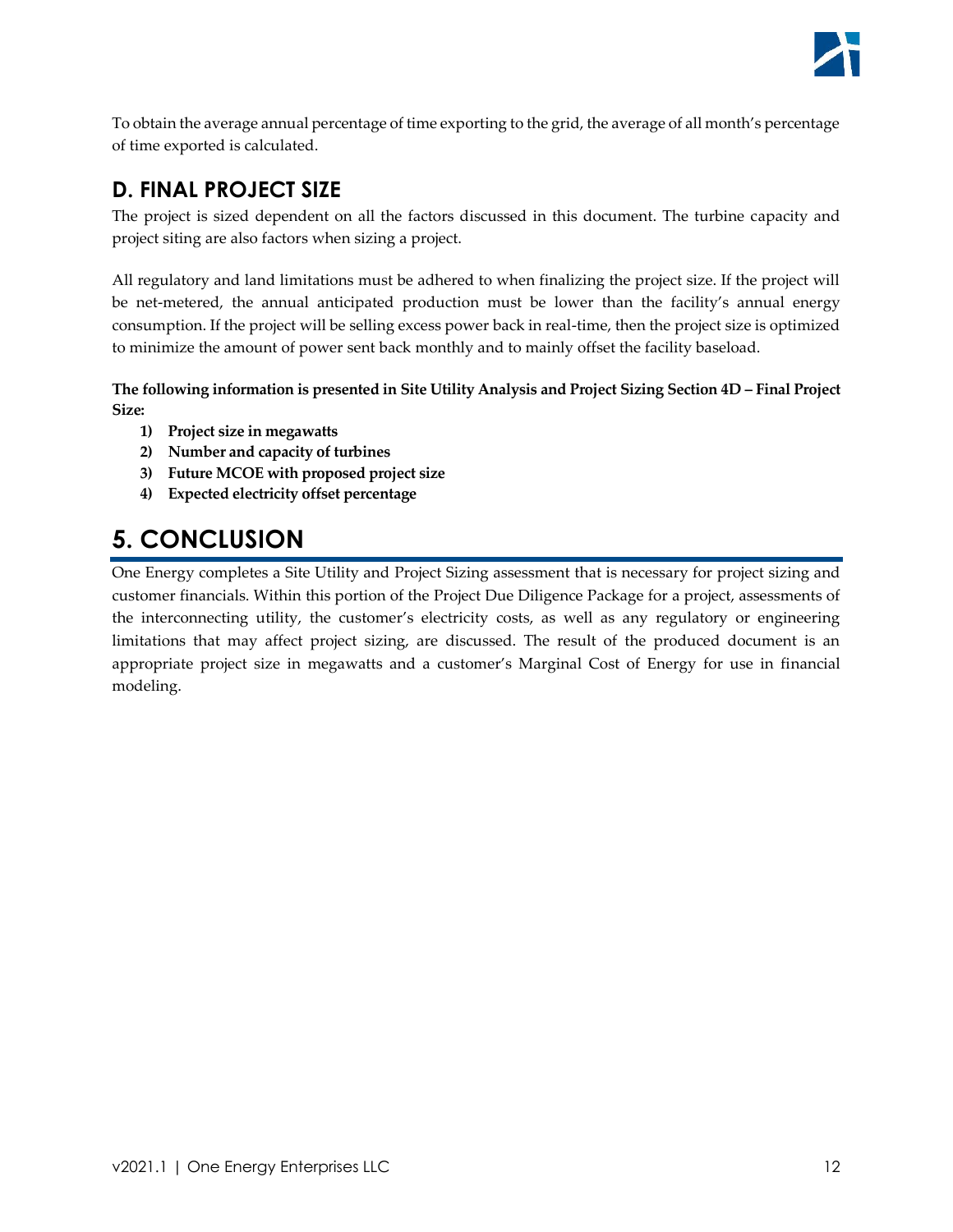To obtain the average annual percentage of time exporting to the grid, the average of all month's percentage of time exported is calculated.

## D. FINAL PROJECT SIZE

The project is sized dependent on all the factors discussed in this document. The turbine capacity and project siting are also factors when sizing a project.

All regulatory and land limitations must be adhered to when finalizing the project size. If the project will be net-metered, the annual anticipated production must be lower than the facility's annual energy consumption. If the project will be selling excess power back in real-time, then the project size is optimized to minimize the amount of power sent back monthly and to mainly offset the facility baseload.

**The following information is presented in Site Utility Analysis and Project Sizing Section 4D – Final Project Size:**

1) **Project size in megawatts**
2) **Number and capacity of turbines**
3) **Future MCOE with proposed project size**
4) **Expected electricity offset percentage**

# 5. CONCLUSION

One Energy completes a Site Utility and Project Sizing assessment that is necessary for project sizing and customer financials. Within this portion of the Project Due Diligence Package for a project, assessments of the interconnecting utility, the customer's electricity costs, as well as any regulatory or engineering limitations that may affect project sizing, are discussed. The result of the produced document is an appropriate project size in megawatts and a customer's Marginal Cost of Energy for use in financial modeling.